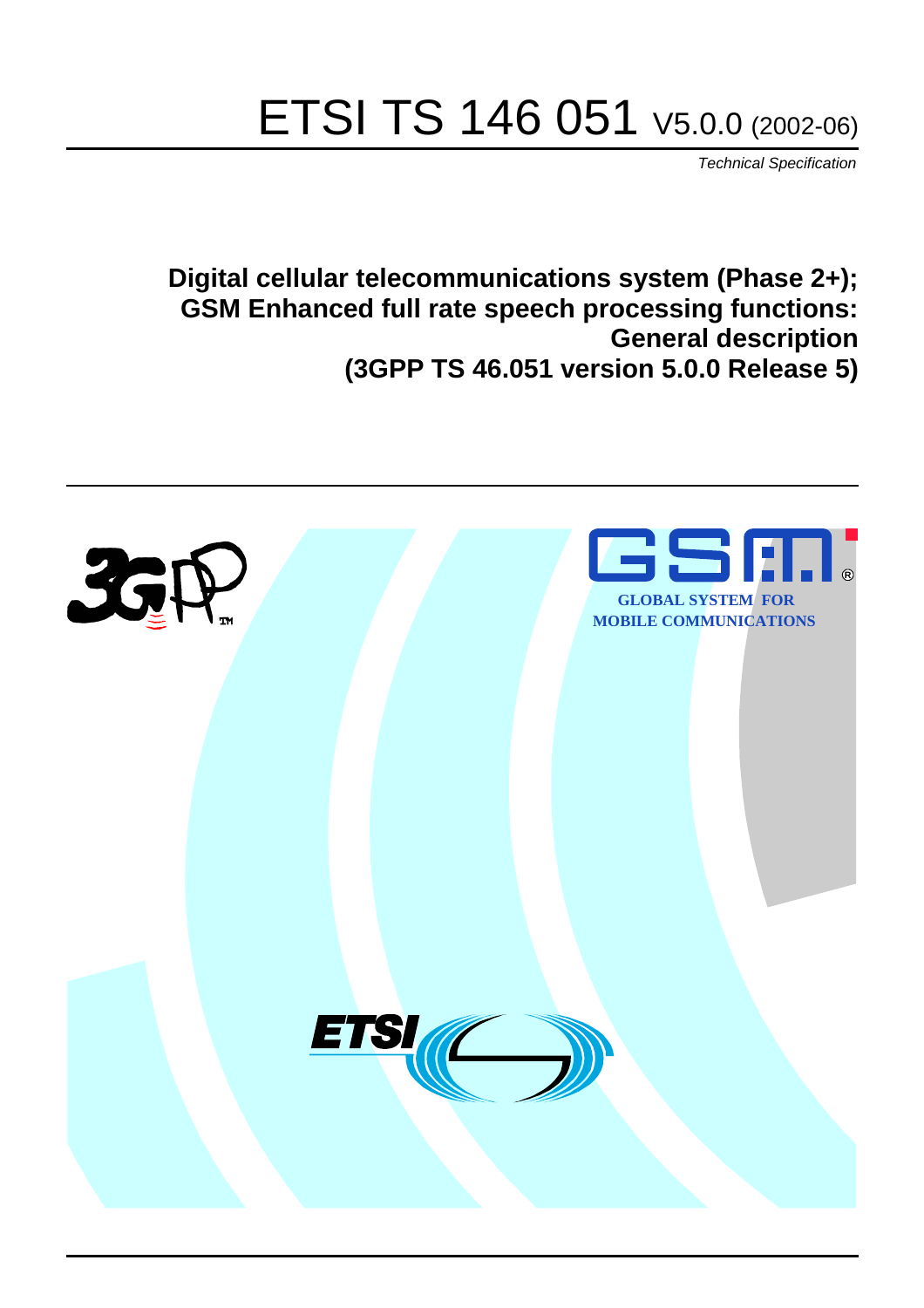# ETSI TS 146 051 V5.0.0 (2002-06)

*Technical Specification*

**Digital cellular telecommunications system (Phase 2+);
GSM Enhanced full rate speech processing functions:
General description
(3GPP TS 46.051 version 5.0.0 Release 5)**

GLOBAL SYSTEM FOR
MOBILE COMMUNICATIONS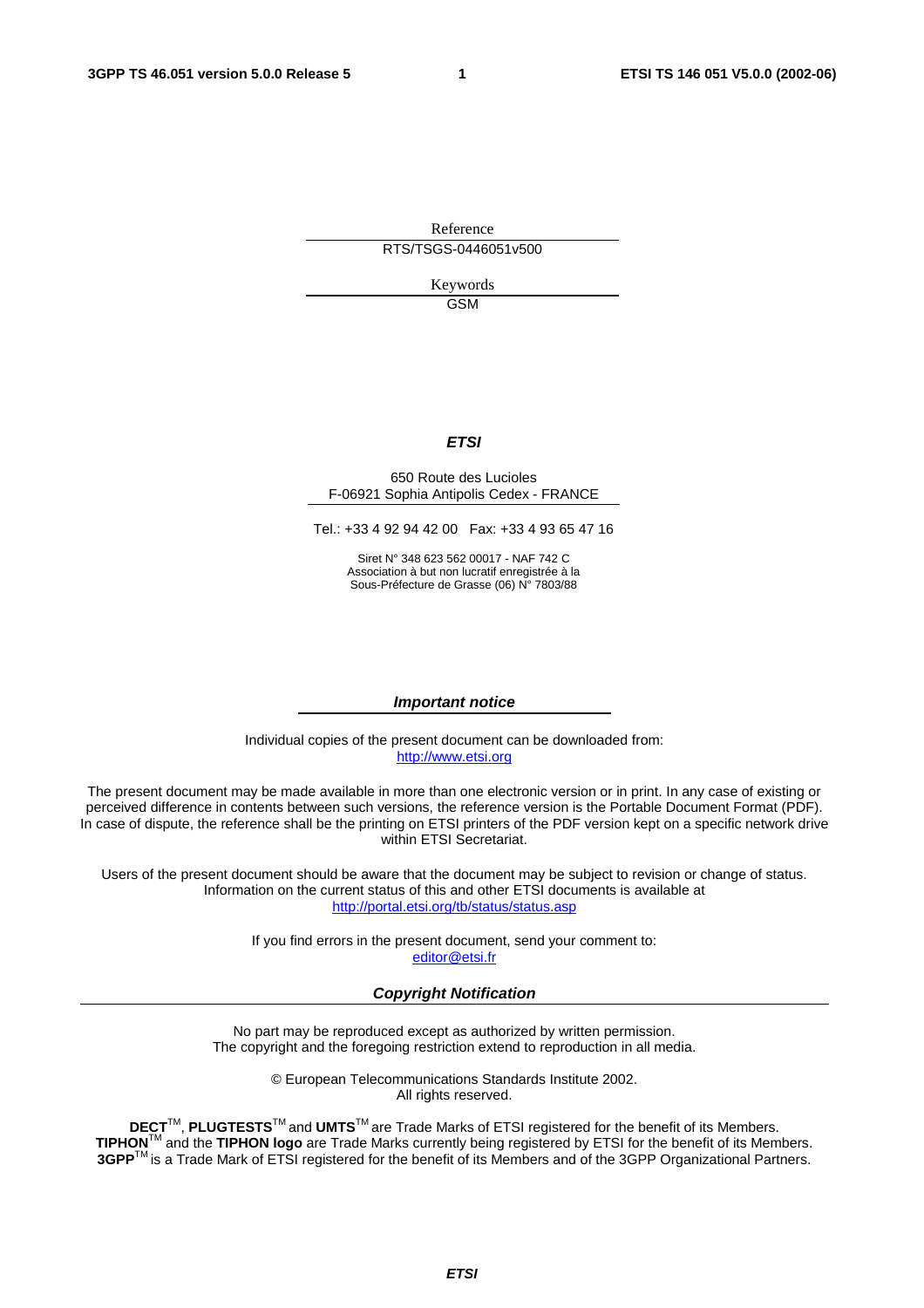Reference

RTS/TSGS-0446051v500

Keywords

GSM

***ETSI***

650 Route des Lucioles
F-06921 Sophia Antipolis Cedex - FRANCE

Tel.: +33 4 92 94 42 00 Fax: +33 4 93 65 47 16

Siret N° 348 623 562 00017 - NAF 742 C
Association à but non lucratif enregistrée à la
Sous-Préfecture de Grasse (06) N° 7803/88

***Important notice***

Individual copies of the present document can be downloaded from:
http://www.etsi.org

The present document may be made available in more than one electronic version or in print. In any case of existing or perceived difference in contents between such versions, the reference version is the Portable Document Format (PDF). In case of dispute, the reference shall be the printing on ETSI printers of the PDF version kept on a specific network drive within ETSI Secretariat.

Users of the present document should be aware that the document may be subject to revision or change of status. Information on the current status of this and other ETSI documents is available at
http://portal.etsi.org/tb/status/status.asp

If you find errors in the present document, send your comment to:
editor@etsi.fr

***Copyright Notification***

No part may be reproduced except as authorized by written permission.
The copyright and the foregoing restriction extend to reproduction in all media.

© European Telecommunications Standards Institute 2002.
All rights reserved.

**DECT**™, **PLUGTESTS**™ and **UMTS**™ are Trade Marks of ETSI registered for the benefit of its Members.
**TIPHON**™ and the **TIPHON logo** are Trade Marks currently being registered by ETSI for the benefit of its Members.
**3GPP**™ is a Trade Mark of ETSI registered for the benefit of its Members and of the 3GPP Organizational Partners.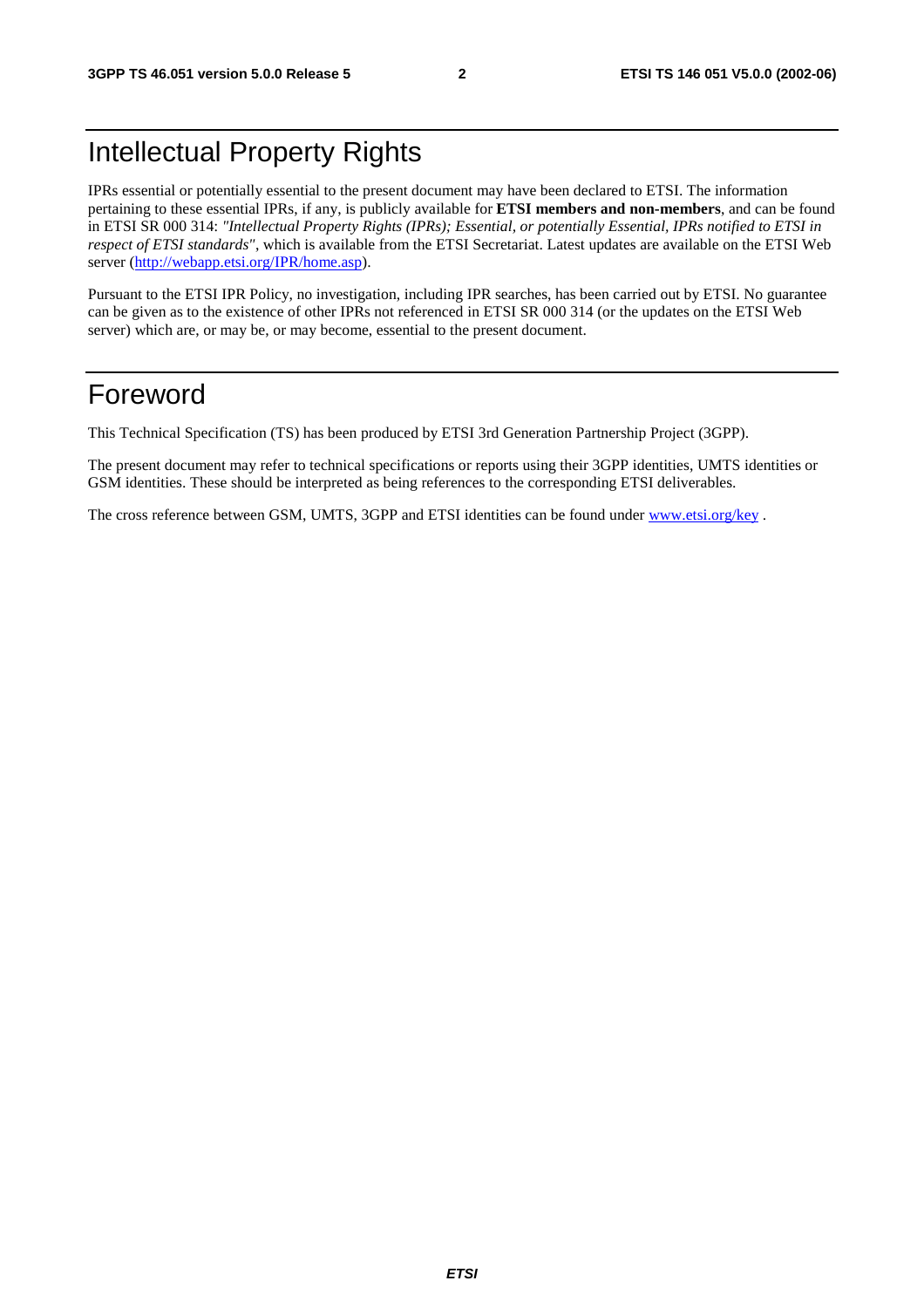# Intellectual Property Rights

IPRs essential or potentially essential to the present document may have been declared to ETSI. The information pertaining to these essential IPRs, if any, is publicly available for **ETSI members and non-members**, and can be found in ETSI SR 000 314: *"Intellectual Property Rights (IPRs); Essential, or potentially Essential, IPRs notified to ETSI in respect of ETSI standards"*, which is available from the ETSI Secretariat. Latest updates are available on the ETSI Web server (http://webapp.etsi.org/IPR/home.asp).

Pursuant to the ETSI IPR Policy, no investigation, including IPR searches, has been carried out by ETSI. No guarantee can be given as to the existence of other IPRs not referenced in ETSI SR 000 314 (or the updates on the ETSI Web server) which are, or may be, or may become, essential to the present document.

# Foreword

This Technical Specification (TS) has been produced by ETSI 3rd Generation Partnership Project (3GPP).

The present document may refer to technical specifications or reports using their 3GPP identities, UMTS identities or GSM identities. These should be interpreted as being references to the corresponding ETSI deliverables.

The cross reference between GSM, UMTS, 3GPP and ETSI identities can be found under www.etsi.org/key .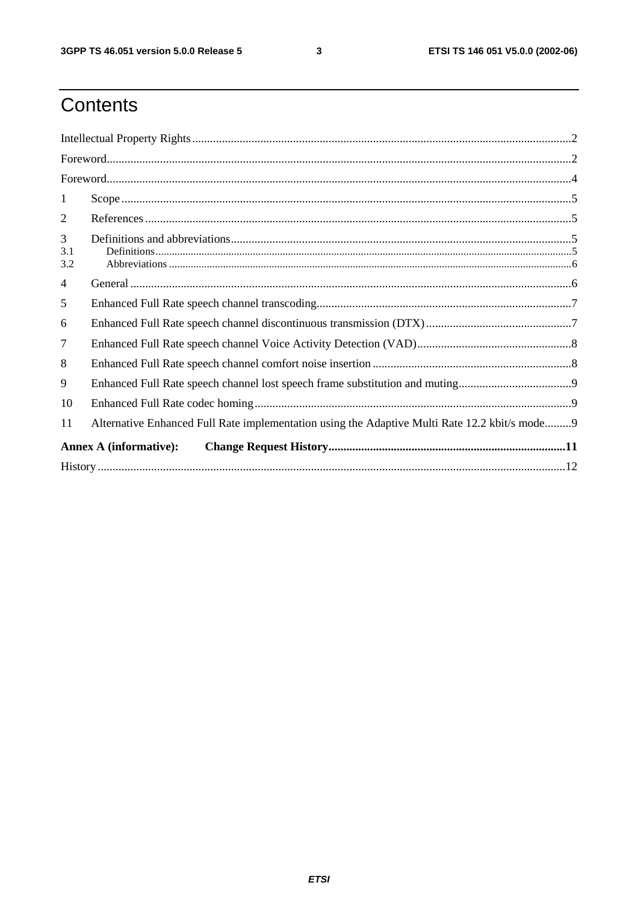# Contents

Intellectual Property Rights ..... 2

Foreword ..... 2

Foreword ..... 4

1 Scope ..... 5

2 References ..... 5

3 Definitions and abbreviations ..... 5

3.1 Definitions ..... 5

3.2 Abbreviations ..... 6

4 General ..... 6

5 Enhanced Full Rate speech channel transcoding ..... 7

6 Enhanced Full Rate speech channel discontinuous transmission (DTX) ..... 7

7 Enhanced Full Rate speech channel Voice Activity Detection (VAD) ..... 8

8 Enhanced Full Rate speech channel comfort noise insertion ..... 8

9 Enhanced Full Rate speech channel lost speech frame substitution and muting ..... 9

10 Enhanced Full Rate codec homing ..... 9

11 Alternative Enhanced Full Rate implementation using the Adaptive Multi Rate 12.2 kbit/s mode ..... 9

**Annex A (informative): Change Request History ..... 11**

History ..... 12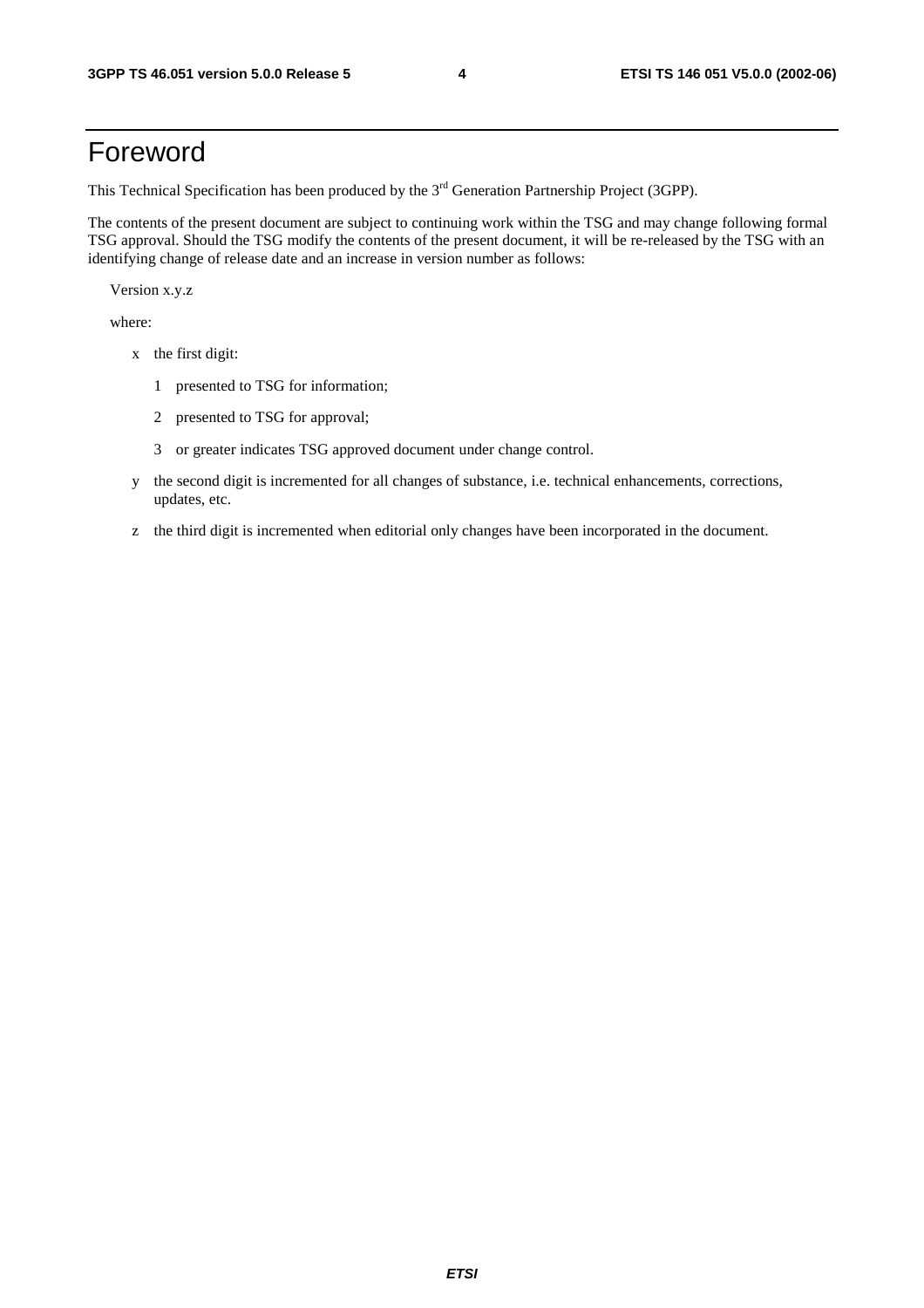# Foreword

This Technical Specification has been produced by the 3rd Generation Partnership Project (3GPP).

The contents of the present document are subject to continuing work within the TSG and may change following formal TSG approval. Should the TSG modify the contents of the present document, it will be re-released by the TSG with an identifying change of release date and an increase in version number as follows:

Version x.y.z

where:

- x the first digit:
  - 1 presented to TSG for information;
  - 2 presented to TSG for approval;
  - 3 or greater indicates TSG approved document under change control.
- y the second digit is incremented for all changes of substance, i.e. technical enhancements, corrections, updates, etc.
- z the third digit is incremented when editorial only changes have been incorporated in the document.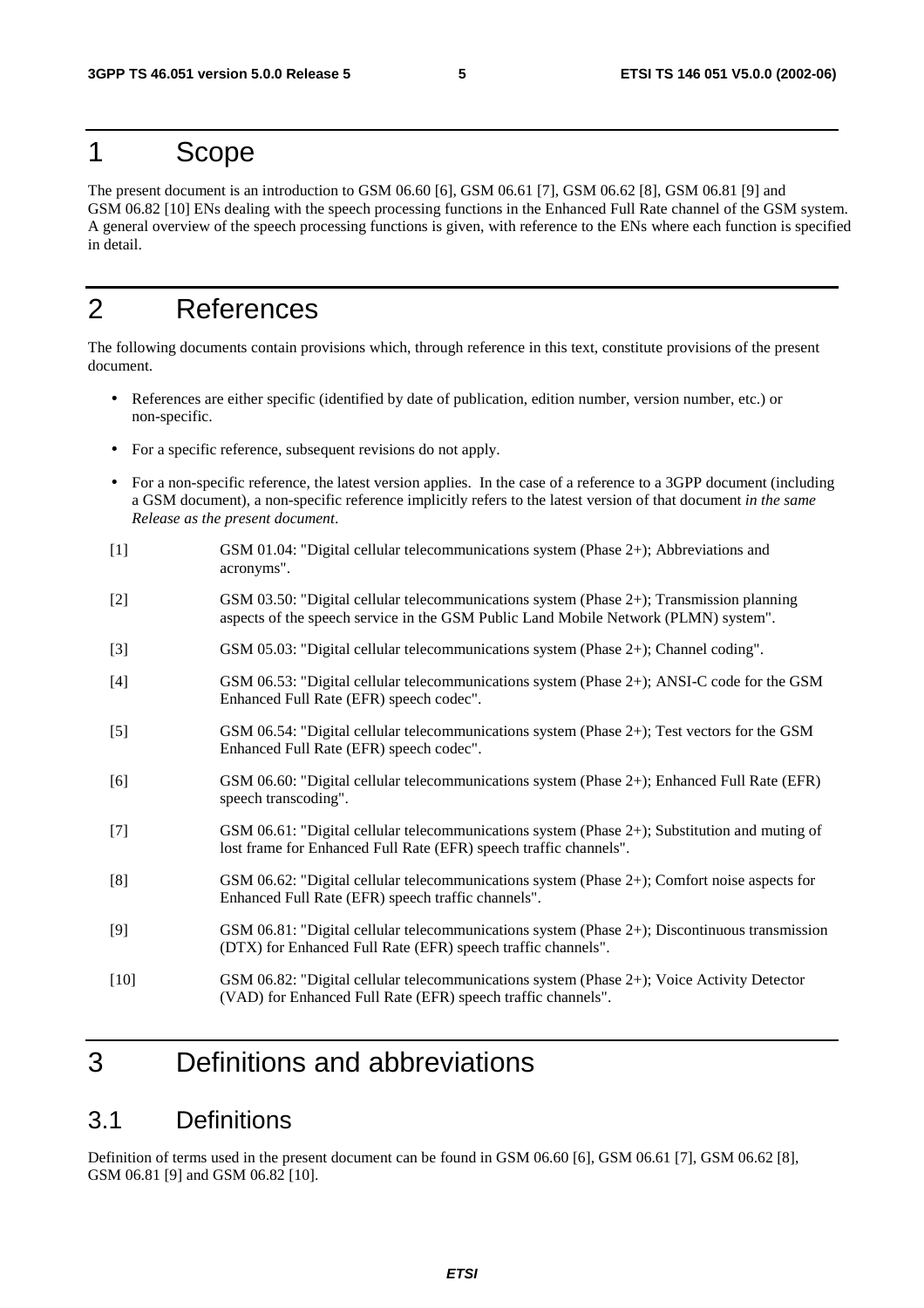# 1 Scope

The present document is an introduction to GSM 06.60 [6], GSM 06.61 [7], GSM 06.62 [8], GSM 06.81 [9] and GSM 06.82 [10] ENs dealing with the speech processing functions in the Enhanced Full Rate channel of the GSM system. A general overview of the speech processing functions is given, with reference to the ENs where each function is specified in detail.

# 2 References

The following documents contain provisions which, through reference in this text, constitute provisions of the present document.

- References are either specific (identified by date of publication, edition number, version number, etc.) or non-specific.
- For a specific reference, subsequent revisions do not apply.
- For a non-specific reference, the latest version applies. In the case of a reference to a 3GPP document (including a GSM document), a non-specific reference implicitly refers to the latest version of that document *in the same Release as the present document*.

[1] GSM 01.04: "Digital cellular telecommunications system (Phase 2+); Abbreviations and acronyms".

[2] GSM 03.50: "Digital cellular telecommunications system (Phase 2+); Transmission planning aspects of the speech service in the GSM Public Land Mobile Network (PLMN) system".

[3] GSM 05.03: "Digital cellular telecommunications system (Phase 2+); Channel coding".

[4] GSM 06.53: "Digital cellular telecommunications system (Phase 2+); ANSI-C code for the GSM Enhanced Full Rate (EFR) speech codec".

[5] GSM 06.54: "Digital cellular telecommunications system (Phase 2+); Test vectors for the GSM Enhanced Full Rate (EFR) speech codec".

[6] GSM 06.60: "Digital cellular telecommunications system (Phase 2+); Enhanced Full Rate (EFR) speech transcoding".

[7] GSM 06.61: "Digital cellular telecommunications system (Phase 2+); Substitution and muting of lost frame for Enhanced Full Rate (EFR) speech traffic channels".

[8] GSM 06.62: "Digital cellular telecommunications system (Phase 2+); Comfort noise aspects for Enhanced Full Rate (EFR) speech traffic channels".

[9] GSM 06.81: "Digital cellular telecommunications system (Phase 2+); Discontinuous transmission (DTX) for Enhanced Full Rate (EFR) speech traffic channels".

[10] GSM 06.82: "Digital cellular telecommunications system (Phase 2+); Voice Activity Detector (VAD) for Enhanced Full Rate (EFR) speech traffic channels".

# 3 Definitions and abbreviations

## 3.1 Definitions

Definition of terms used in the present document can be found in GSM 06.60 [6], GSM 06.61 [7], GSM 06.62 [8], GSM 06.81 [9] and GSM 06.82 [10].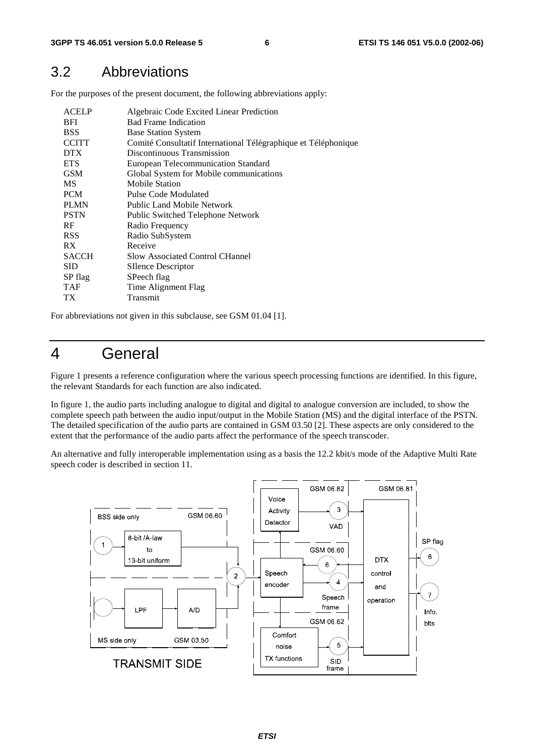## 3.2 Abbreviations

For the purposes of the present document, the following abbreviations apply:

| | |
|---|---|
| ACELP | Algebraic Code Excited Linear Prediction |
| BFI | Bad Frame Indication |
| BSS | Base Station System |
| CCITT | Comité Consultatif International Télégraphique et Téléphonique |
| DTX | Discontinuous Transmission |
| ETS | European Telecommunication Standard |
| GSM | Global System for Mobile communications |
| MS | Mobile Station |
| PCM | Pulse Code Modulated |
| PLMN | Public Land Mobile Network |
| PSTN | Public Switched Telephone Network |
| RF | Radio Frequency |
| RSS | Radio SubSystem |
| RX | Receive |
| SACCH | Slow Associated Control CHannel |
| SID | SIlence Descriptor |
| SP flag | SPeech flag |
| TAF | Time Alignment Flag |
| TX | Transmit |

For abbreviations not given in this subclause, see GSM 01.04 [1].

# 4 General

Figure 1 presents a reference configuration where the various speech processing functions are identified. In this figure, the relevant Standards for each function are also indicated.

In figure 1, the audio parts including analogue to digital and digital to analogue conversion are included, to show the complete speech path between the audio input/output in the Mobile Station (MS) and the digital interface of the PSTN. The detailed specification of the audio parts are contained in GSM 03.50 [2]. These aspects are only considered to the extent that the performance of the audio parts affect the performance of the speech transcoder.

An alternative and fully interoperable implementation using as a basis the 12.2 kbit/s mode of the Adaptive Multi Rate speech coder is described in section 11.

BSS side only GSM 06.60 — 1 — 8-bit /A-law to 13-bit uniform — 2 — MS side only GSM 03.50 — LPF — A/D — TRANSMIT SIDE — GSM 06.82 — Voice Activity Detector — 3 VAD — GSM 06.60 — Speech encoder — 6 — 4 Speech frame — GSM 06.62 — Comfort noise TX functions — 5 SID frame — GSM 06.81 — DTX control and operation — SP flag 6 — 7 Info. bits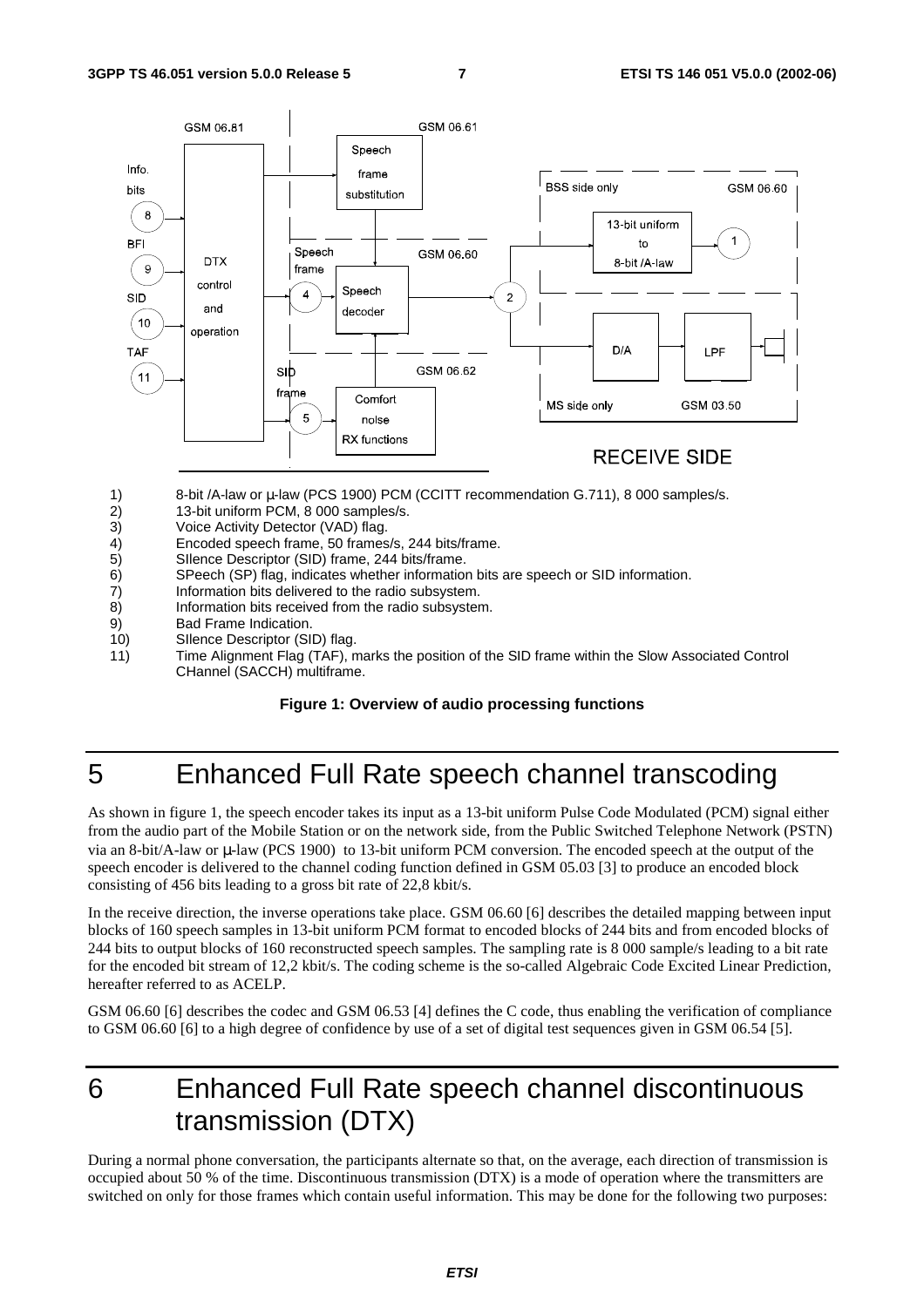1) 8-bit /A-law or µ-law (PCS 1900) PCM (CCITT recommendation G.711), 8 000 samples/s.
2) 13-bit uniform PCM, 8 000 samples/s.
3) Voice Activity Detector (VAD) flag.
4) Encoded speech frame, 50 frames/s, 244 bits/frame.
5) SIlence Descriptor (SID) frame, 244 bits/frame.
6) SPeech (SP) flag, indicates whether information bits are speech or SID information.
7) Information bits delivered to the radio subsystem.
8) Information bits received from the radio subsystem.
9) Bad Frame Indication.
10) SIlence Descriptor (SID) flag.
11) Time Alignment Flag (TAF), marks the position of the SID frame within the Slow Associated Control CHannel (SACCH) multiframe.

**Figure 1: Overview of audio processing functions**

# 5 Enhanced Full Rate speech channel transcoding

As shown in figure 1, the speech encoder takes its input as a 13-bit uniform Pulse Code Modulated (PCM) signal either from the audio part of the Mobile Station or on the network side, from the Public Switched Telephone Network (PSTN) via an 8-bit/A-law or µ-law (PCS 1900) to 13-bit uniform PCM conversion. The encoded speech at the output of the speech encoder is delivered to the channel coding function defined in GSM 05.03 [3] to produce an encoded block consisting of 456 bits leading to a gross bit rate of 22,8 kbit/s.

In the receive direction, the inverse operations take place. GSM 06.60 [6] describes the detailed mapping between input blocks of 160 speech samples in 13-bit uniform PCM format to encoded blocks of 244 bits and from encoded blocks of 244 bits to output blocks of 160 reconstructed speech samples. The sampling rate is 8 000 sample/s leading to a bit rate for the encoded bit stream of 12,2 kbit/s. The coding scheme is the so-called Algebraic Code Excited Linear Prediction, hereafter referred to as ACELP.

GSM 06.60 [6] describes the codec and GSM 06.53 [4] defines the C code, thus enabling the verification of compliance to GSM 06.60 [6] to a high degree of confidence by use of a set of digital test sequences given in GSM 06.54 [5].

# 6 Enhanced Full Rate speech channel discontinuous transmission (DTX)

During a normal phone conversation, the participants alternate so that, on the average, each direction of transmission is occupied about 50 % of the time. Discontinuous transmission (DTX) is a mode of operation where the transmitters are switched on only for those frames which contain useful information. This may be done for the following two purposes: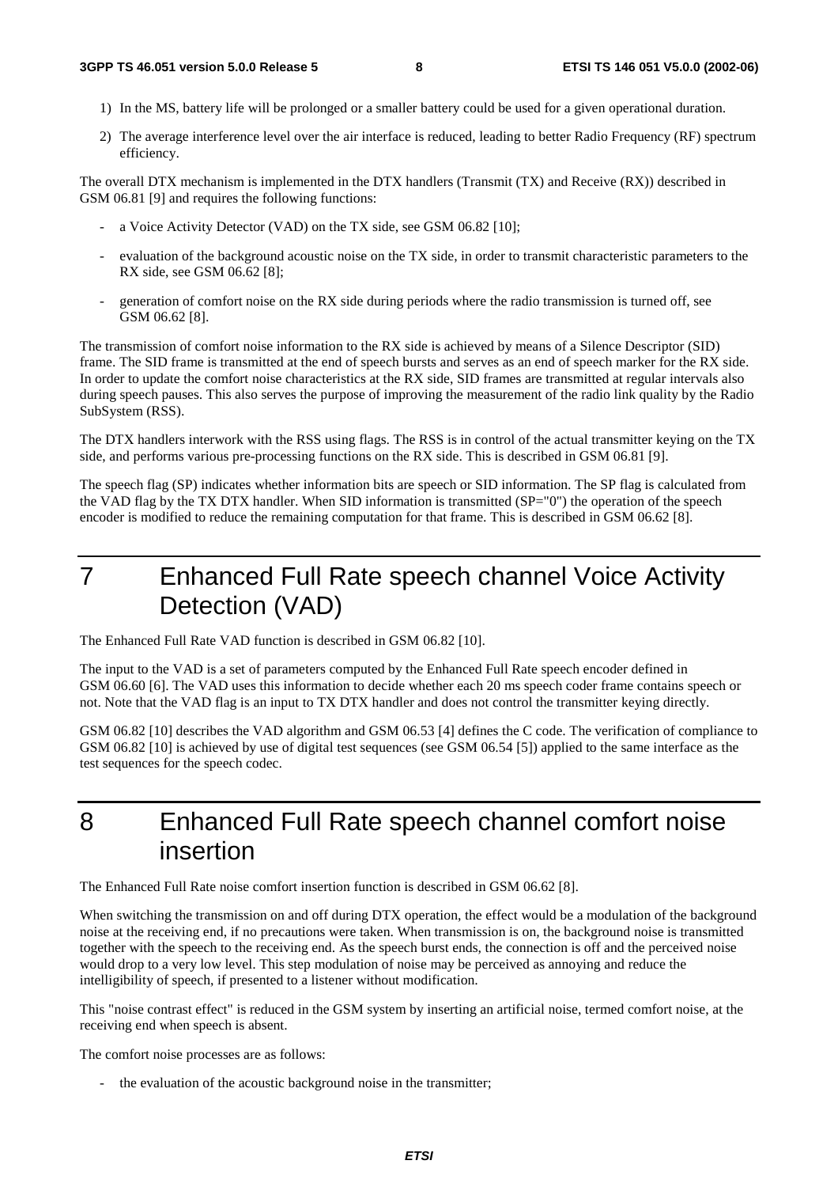1) In the MS, battery life will be prolonged or a smaller battery could be used for a given operational duration.

2) The average interference level over the air interface is reduced, leading to better Radio Frequency (RF) spectrum efficiency.

The overall DTX mechanism is implemented in the DTX handlers (Transmit (TX) and Receive (RX)) described in GSM 06.81 [9] and requires the following functions:

- a Voice Activity Detector (VAD) on the TX side, see GSM 06.82 [10];
- evaluation of the background acoustic noise on the TX side, in order to transmit characteristic parameters to the RX side, see GSM 06.62 [8];
- generation of comfort noise on the RX side during periods where the radio transmission is turned off, see GSM 06.62 [8].

The transmission of comfort noise information to the RX side is achieved by means of a Silence Descriptor (SID) frame. The SID frame is transmitted at the end of speech bursts and serves as an end of speech marker for the RX side. In order to update the comfort noise characteristics at the RX side, SID frames are transmitted at regular intervals also during speech pauses. This also serves the purpose of improving the measurement of the radio link quality by the Radio SubSystem (RSS).

The DTX handlers interwork with the RSS using flags. The RSS is in control of the actual transmitter keying on the TX side, and performs various pre-processing functions on the RX side. This is described in GSM 06.81 [9].

The speech flag (SP) indicates whether information bits are speech or SID information. The SP flag is calculated from the VAD flag by the TX DTX handler. When SID information is transmitted (SP="0") the operation of the speech encoder is modified to reduce the remaining computation for that frame. This is described in GSM 06.62 [8].

# 7 Enhanced Full Rate speech channel Voice Activity Detection (VAD)

The Enhanced Full Rate VAD function is described in GSM 06.82 [10].

The input to the VAD is a set of parameters computed by the Enhanced Full Rate speech encoder defined in GSM 06.60 [6]. The VAD uses this information to decide whether each 20 ms speech coder frame contains speech or not. Note that the VAD flag is an input to TX DTX handler and does not control the transmitter keying directly.

GSM 06.82 [10] describes the VAD algorithm and GSM 06.53 [4] defines the C code. The verification of compliance to GSM 06.82 [10] is achieved by use of digital test sequences (see GSM 06.54 [5]) applied to the same interface as the test sequences for the speech codec.

# 8 Enhanced Full Rate speech channel comfort noise insertion

The Enhanced Full Rate noise comfort insertion function is described in GSM 06.62 [8].

When switching the transmission on and off during DTX operation, the effect would be a modulation of the background noise at the receiving end, if no precautions were taken. When transmission is on, the background noise is transmitted together with the speech to the receiving end. As the speech burst ends, the connection is off and the perceived noise would drop to a very low level. This step modulation of noise may be perceived as annoying and reduce the intelligibility of speech, if presented to a listener without modification.

This "noise contrast effect" is reduced in the GSM system by inserting an artificial noise, termed comfort noise, at the receiving end when speech is absent.

The comfort noise processes are as follows:

- the evaluation of the acoustic background noise in the transmitter;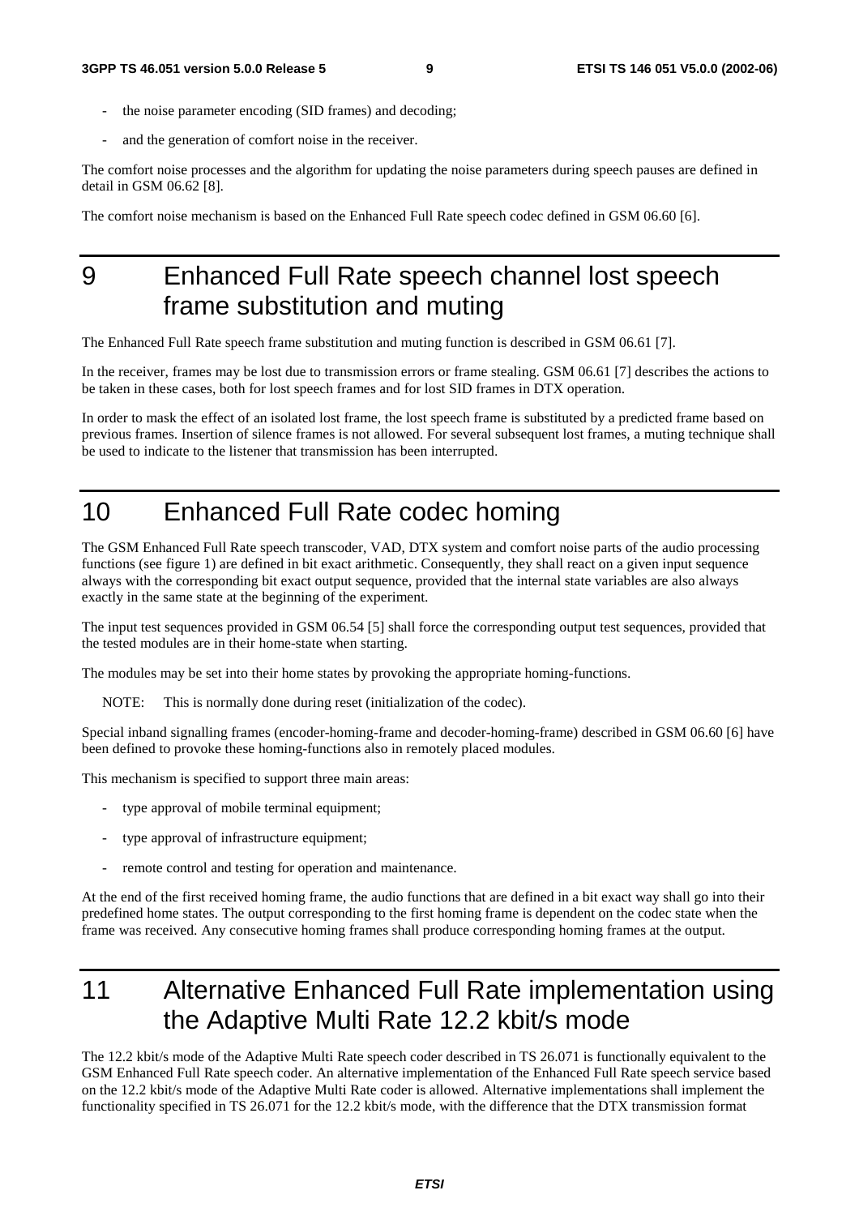- the noise parameter encoding (SID frames) and decoding;
- and the generation of comfort noise in the receiver.

The comfort noise processes and the algorithm for updating the noise parameters during speech pauses are defined in detail in GSM 06.62 [8].

The comfort noise mechanism is based on the Enhanced Full Rate speech codec defined in GSM 06.60 [6].

# 9 Enhanced Full Rate speech channel lost speech frame substitution and muting

The Enhanced Full Rate speech frame substitution and muting function is described in GSM 06.61 [7].

In the receiver, frames may be lost due to transmission errors or frame stealing. GSM 06.61 [7] describes the actions to be taken in these cases, both for lost speech frames and for lost SID frames in DTX operation.

In order to mask the effect of an isolated lost frame, the lost speech frame is substituted by a predicted frame based on previous frames. Insertion of silence frames is not allowed. For several subsequent lost frames, a muting technique shall be used to indicate to the listener that transmission has been interrupted.

# 10 Enhanced Full Rate codec homing

The GSM Enhanced Full Rate speech transcoder, VAD, DTX system and comfort noise parts of the audio processing functions (see figure 1) are defined in bit exact arithmetic. Consequently, they shall react on a given input sequence always with the corresponding bit exact output sequence, provided that the internal state variables are also always exactly in the same state at the beginning of the experiment.

The input test sequences provided in GSM 06.54 [5] shall force the corresponding output test sequences, provided that the tested modules are in their home-state when starting.

The modules may be set into their home states by provoking the appropriate homing-functions.

NOTE: This is normally done during reset (initialization of the codec).

Special inband signalling frames (encoder-homing-frame and decoder-homing-frame) described in GSM 06.60 [6] have been defined to provoke these homing-functions also in remotely placed modules.

This mechanism is specified to support three main areas:

- type approval of mobile terminal equipment;
- type approval of infrastructure equipment;
- remote control and testing for operation and maintenance.

At the end of the first received homing frame, the audio functions that are defined in a bit exact way shall go into their predefined home states. The output corresponding to the first homing frame is dependent on the codec state when the frame was received. Any consecutive homing frames shall produce corresponding homing frames at the output.

# 11 Alternative Enhanced Full Rate implementation using the Adaptive Multi Rate 12.2 kbit/s mode

The 12.2 kbit/s mode of the Adaptive Multi Rate speech coder described in TS 26.071 is functionally equivalent to the GSM Enhanced Full Rate speech coder. An alternative implementation of the Enhanced Full Rate speech service based on the 12.2 kbit/s mode of the Adaptive Multi Rate coder is allowed. Alternative implementations shall implement the functionality specified in TS 26.071 for the 12.2 kbit/s mode, with the difference that the DTX transmission format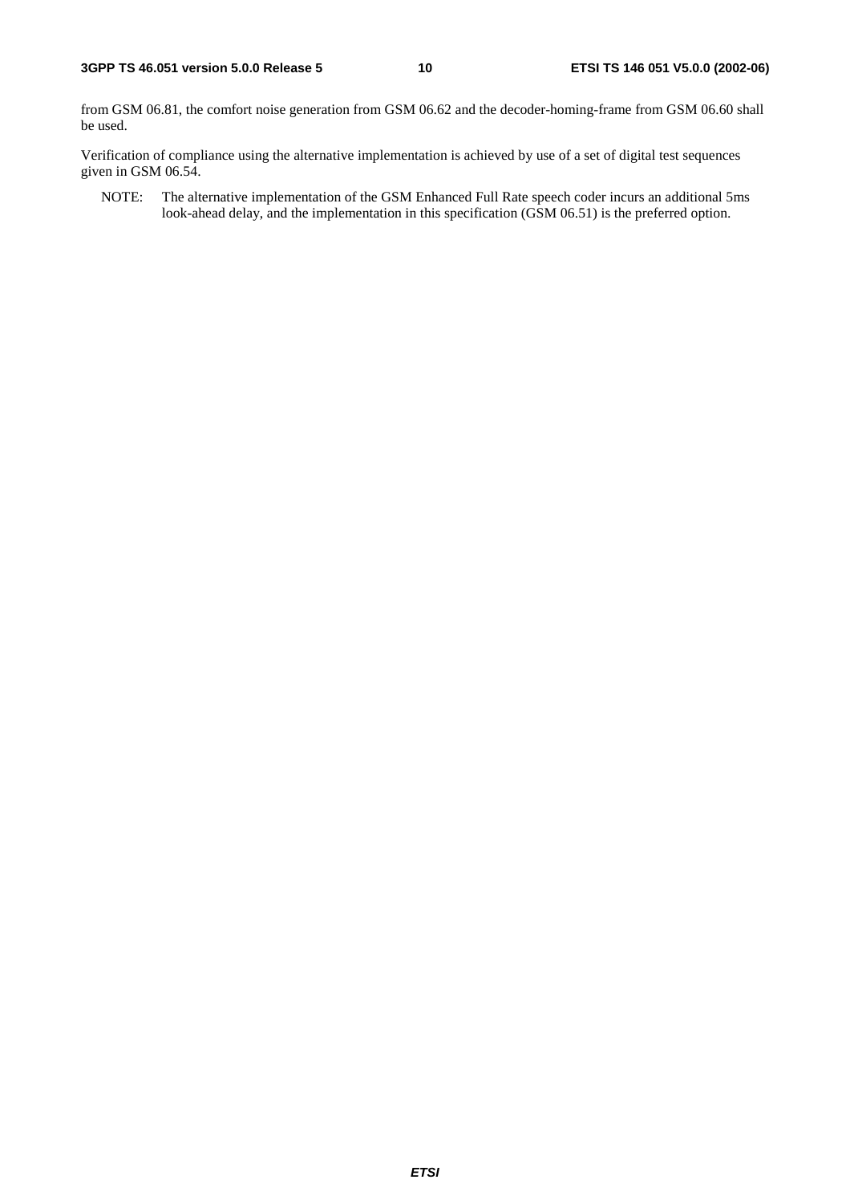from GSM 06.81, the comfort noise generation from GSM 06.62 and the decoder-homing-frame from GSM 06.60 shall be used.

Verification of compliance using the alternative implementation is achieved by use of a set of digital test sequences given in GSM 06.54.

NOTE: The alternative implementation of the GSM Enhanced Full Rate speech coder incurs an additional 5ms look-ahead delay, and the implementation in this specification (GSM 06.51) is the preferred option.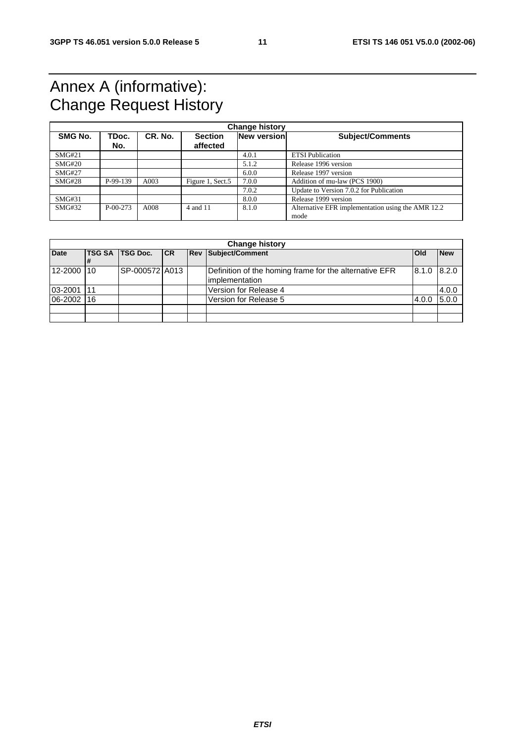# Annex A (informative): Change Request History

| Change history | | | | | |
|---|---|---|---|---|---|
| **SMG No.** | **TDoc. No.** | **CR. No.** | **Section affected** | **New version** | **Subject/Comments** |
| SMG#21 | | | | 4.0.1 | ETSI Publication |
| SMG#20 | | | | 5.1.2 | Release 1996 version |
| SMG#27 | | | | 6.0.0 | Release 1997 version |
| SMG#28 | P-99-139 | A003 | Figure 1, Sect.5 | 7.0.0 | Addition of mu-law (PCS 1900) |
| | | | | 7.0.2 | Update to Version 7.0.2 for Publication |
| SMG#31 | | | | 8.0.0 | Release 1999 version |
| SMG#32 | P-00-273 | A008 | 4 and 11 | 8.1.0 | Alternative EFR implementation using the AMR 12.2 mode |

| Change history | | | | | | | |
|---|---|---|---|---|---|---|---|
| **Date** | **TSG SA #** | **TSG Doc.** | **CR** | **Rev** | **Subject/Comment** | **Old** | **New** |
| 12-2000 | 10 | SP-000572 | A013 | | Definition of the homing frame for the alternative EFR implementation | 8.1.0 | 8.2.0 |
| 03-2001 | 11 | | | | Version for Release 4 | | 4.0.0 |
| 06-2002 | 16 | | | | Version for Release 5 | 4.0.0 | 5.0.0 |
| | | | | | | | |
| | | | | | | | |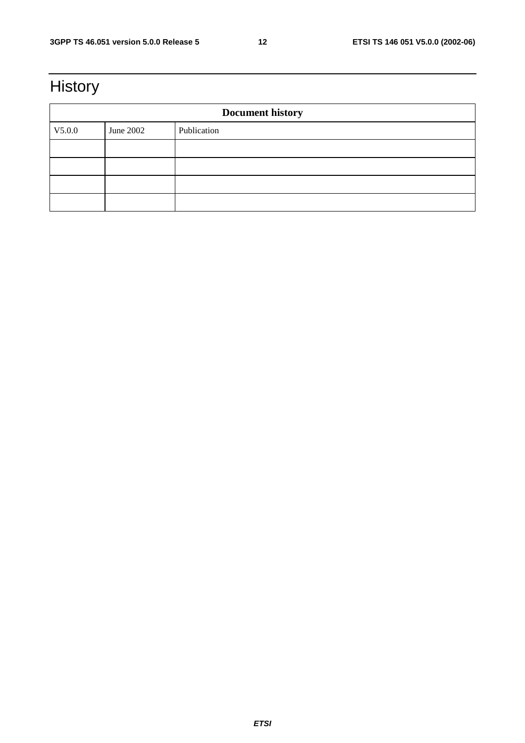# History

| Document history | | |
|---|---|---|
| V5.0.0 | June 2002 | Publication |
| | | |
| | | |
| | | |
| | | |